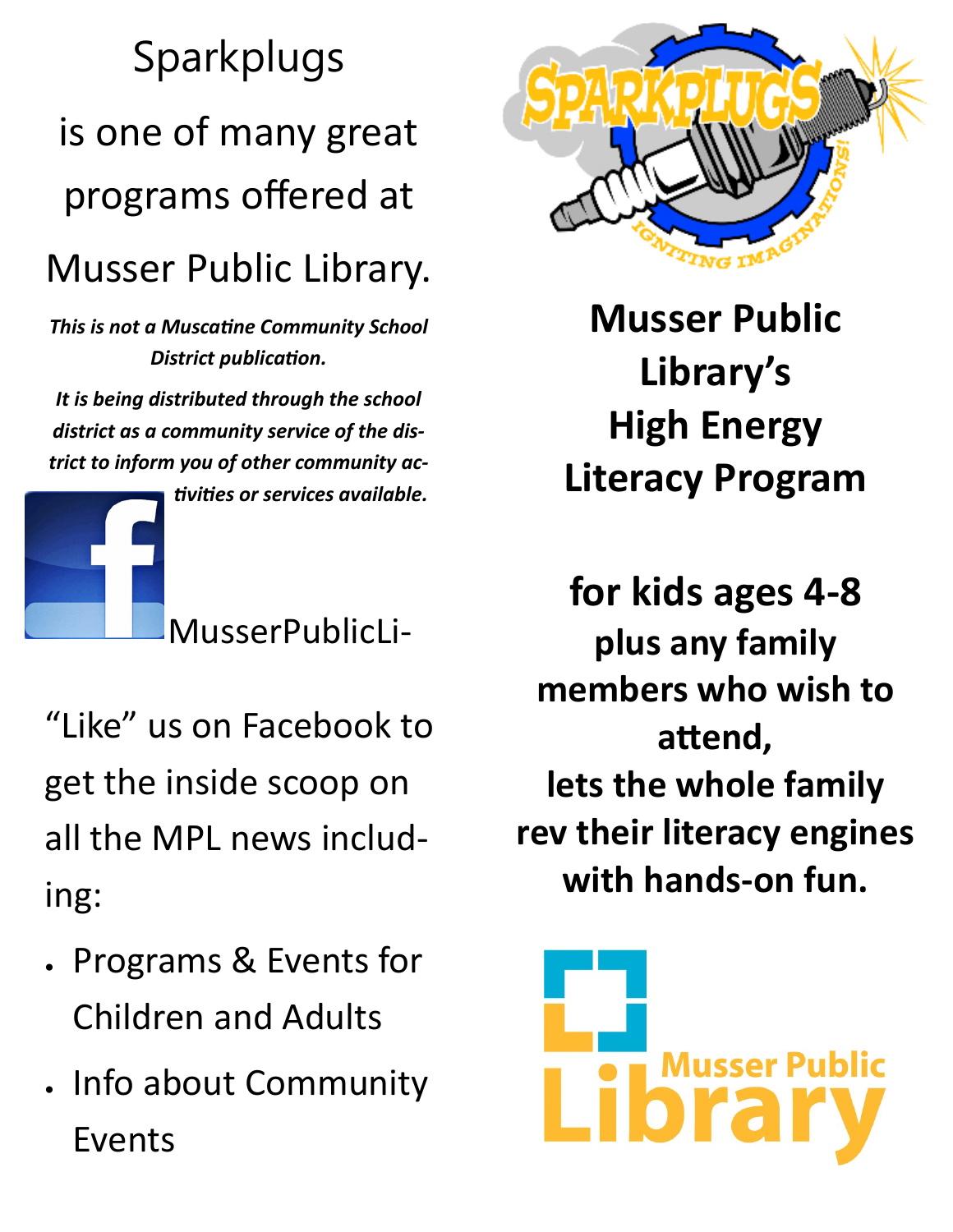Sparkplugs

is one of many great programs offered at

Musser Public Library.

***This is not a Muscatine Community School District publication.***

***It is being distributed through the school district as a community service of the district to inform you of other community activities or services available.***

MusserPublicLi-

"Like" us on Facebook to get the inside scoop on all the MPL news including:

- Programs & Events for Children and Adults
- Info about Community Events

SPARKPLUGS

IGNITING IMAGINATIONS!

## Musser Public Library's High Energy Literacy Program

**for kids ages 4-8**

**plus any family members who wish to attend,**

**lets the whole family rev their literacy engines with hands-on fun.**

Musser Public Library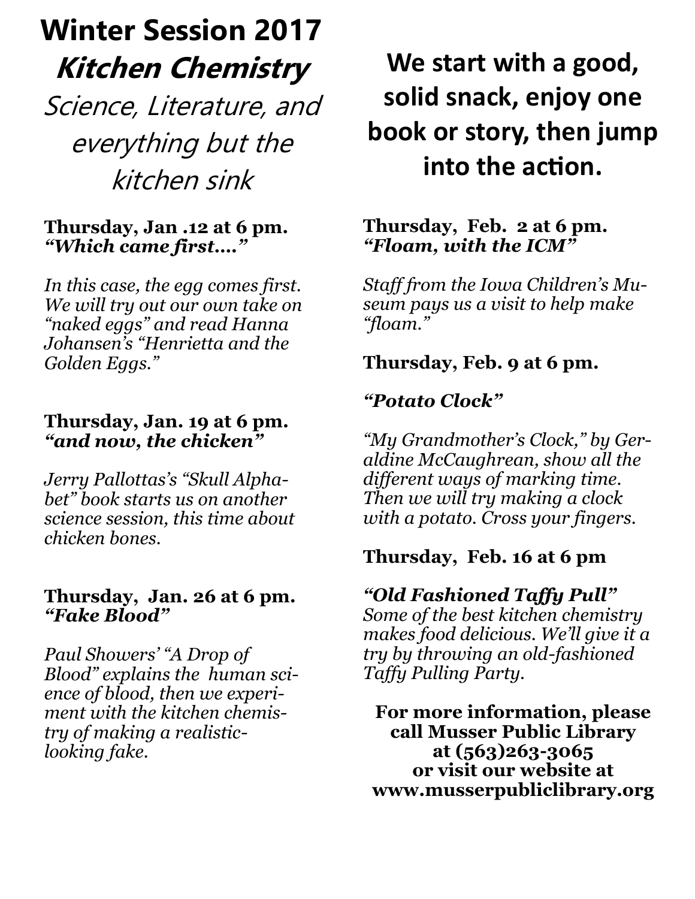# Winter Session 2017

## *Kitchen Chemistry*

*Science, Literature, and everything but the kitchen sink*

**We start with a good, solid snack, enjoy one book or story, then jump into the action.**

**Thursday, Jan .12 at 6 pm.**
***"Which came first…."***

*In this case, the egg comes first. We will try out our own take on "naked eggs" and read Hanna Johansen's "Henrietta and the Golden Eggs."*

**Thursday, Jan. 19 at 6 pm.**
***"and now, the chicken"***

*Jerry Pallottas's "Skull Alphabet" book starts us on another science session, this time about chicken bones.*

**Thursday, Jan. 26 at 6 pm.**
***"Fake Blood"***

*Paul Showers' "A Drop of Blood" explains the human science of blood, then we experiment with the kitchen chemistry of making a realistic-looking fake.*

**Thursday, Feb. 2 at 6 pm.**
***"Floam, with the ICM"***

*Staff from the Iowa Children's Museum pays us a visit to help make "floam."*

**Thursday, Feb. 9 at 6 pm.**

***"Potato Clock"***

*"My Grandmother's Clock," by Geraldine McCaughrean, show all the different ways of marking time. Then we will try making a clock with a potato. Cross your fingers.*

**Thursday, Feb. 16 at 6 pm**

***"Old Fashioned Taffy Pull"***
*Some of the best kitchen chemistry makes food delicious. We'll give it a try by throwing an old-fashioned Taffy Pulling Party.*

**For more information, please call Musser Public Library at (563)263-3065 or visit our website at www.musserpubliclibrary.org**